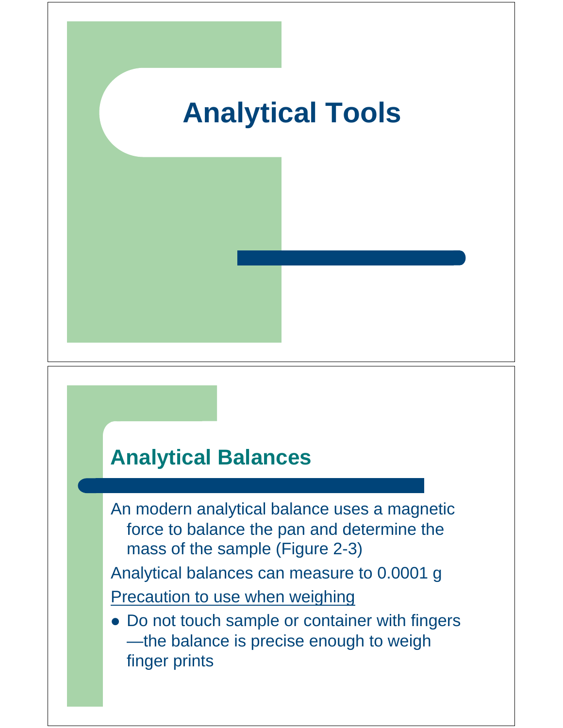# Analytical Tools

## Analytical Balances

An modern analytical balance uses a magnetic force to balance the pan and determine the mass of the sample (Figure 2-3)

Analytical balances can measure to 0.0001 g

<u>Precaution to use when weighing</u>

- Do not touch sample or container with fingers—the balance is precise enough to weigh finger prints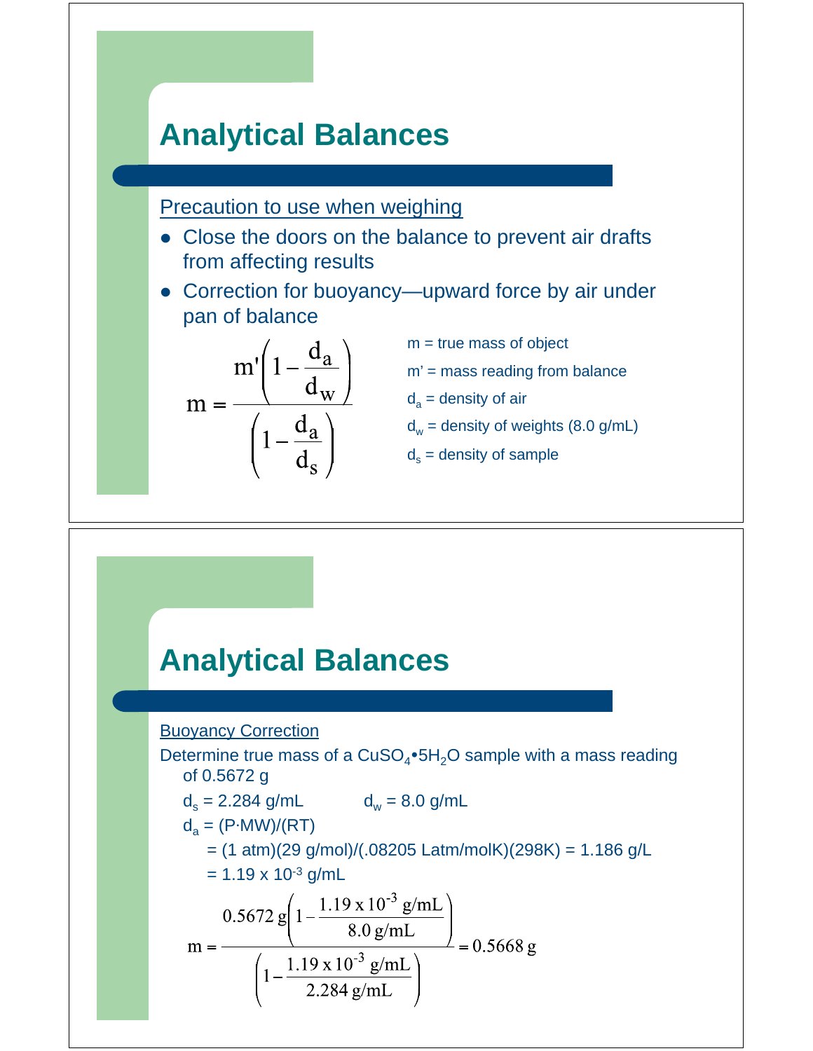# Analytical Balances

<u>Precaution to use when weighing</u>

- Close the doors on the balance to prevent air drafts from affecting results
- Correction for buoyancy—upward force by air under pan of balance

$$m = \frac{m'\left(1 - \frac{d_a}{d_w}\right)}{\left(1 - \frac{d_a}{d_s}\right)}$$

$m$ = true mass of object

$m'$ = mass reading from balance

$d_a$ = density of air

$d_w$ = density of weights (8.0 g/mL)

$d_s$ = density of sample

# Analytical Balances

<u>Buoyancy Correction</u>

Determine true mass of a $CuSO_4 \bullet 5H_2O$ sample with a mass reading of 0.5672 g

$d_s$ = 2.284 g/mL $\quad\quad$ $d_w$ = 8.0 g/mL

$d_a = (P \cdot MW)/(RT)$

= (1 atm)(29 g/mol)/(.08205 Latm/molK)(298K) = 1.186 g/L

= $1.19 \times 10^{-3}$ g/mL

$$m = \frac{0.5672\ \text{g}\left(1 - \frac{1.19 \times 10^{-3}\ \text{g/mL}}{8.0\ \text{g/mL}}\right)}{\left(1 - \frac{1.19 \times 10^{-3}\ \text{g/mL}}{2.284\ \text{g/mL}}\right)} = 0.5668\ \text{g}$$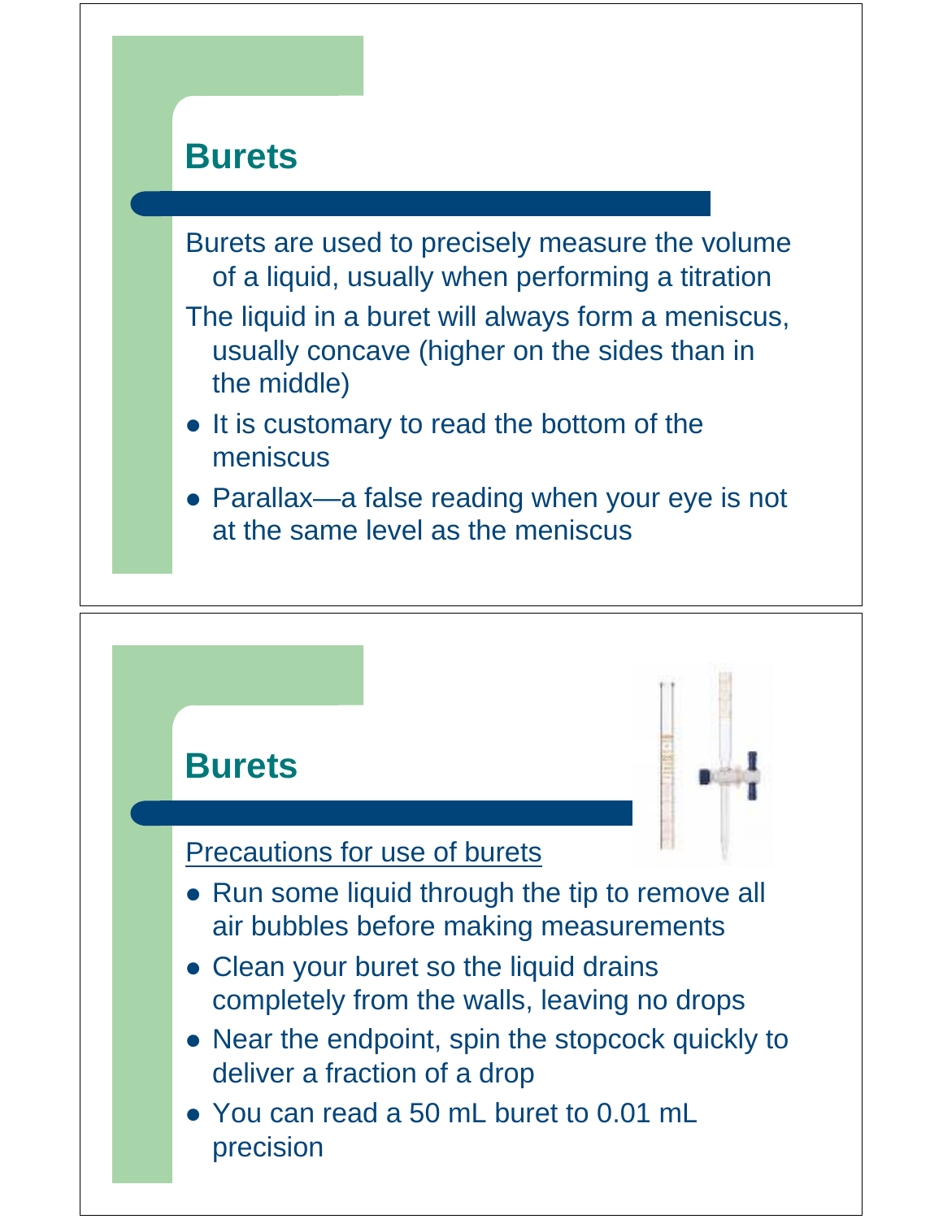## Burets

Burets are used to precisely measure the volume of a liquid, usually when performing a titration

The liquid in a buret will always form a meniscus, usually concave (higher on the sides than in the middle)

- It is customary to read the bottom of the meniscus
- Parallax—a false reading when your eye is not at the same level as the meniscus

## Burets

Precautions for use of burets

- Run some liquid through the tip to remove all air bubbles before making measurements
- Clean your buret so the liquid drains completely from the walls, leaving no drops
- Near the endpoint, spin the stopcock quickly to deliver a fraction of a drop
- You can read a 50 mL buret to 0.01 mL precision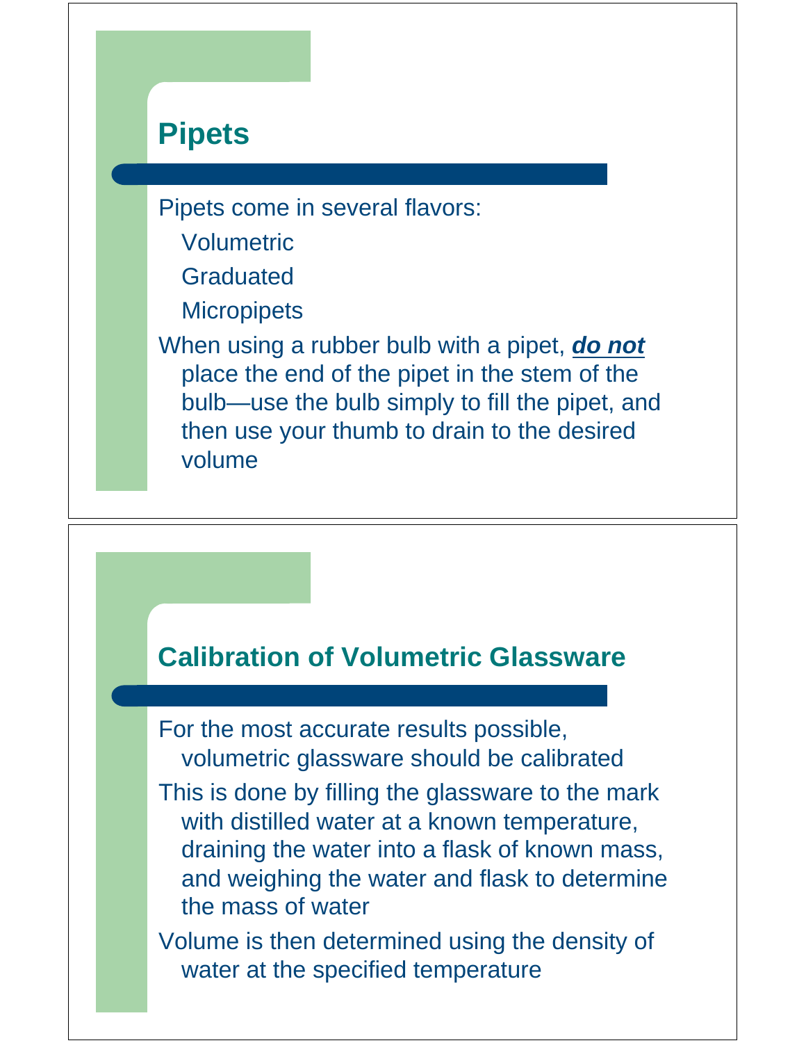## Pipets

Pipets come in several flavors:

- Volumetric
- Graduated
- Micropipets

When using a rubber bulb with a pipet, ***do not*** place the end of the pipet in the stem of the bulb—use the bulb simply to fill the pipet, and then use your thumb to drain to the desired volume

## Calibration of Volumetric Glassware

For the most accurate results possible, volumetric glassware should be calibrated

This is done by filling the glassware to the mark with distilled water at a known temperature, draining the water into a flask of known mass, and weighing the water and flask to determine the mass of water

Volume is then determined using the density of water at the specified temperature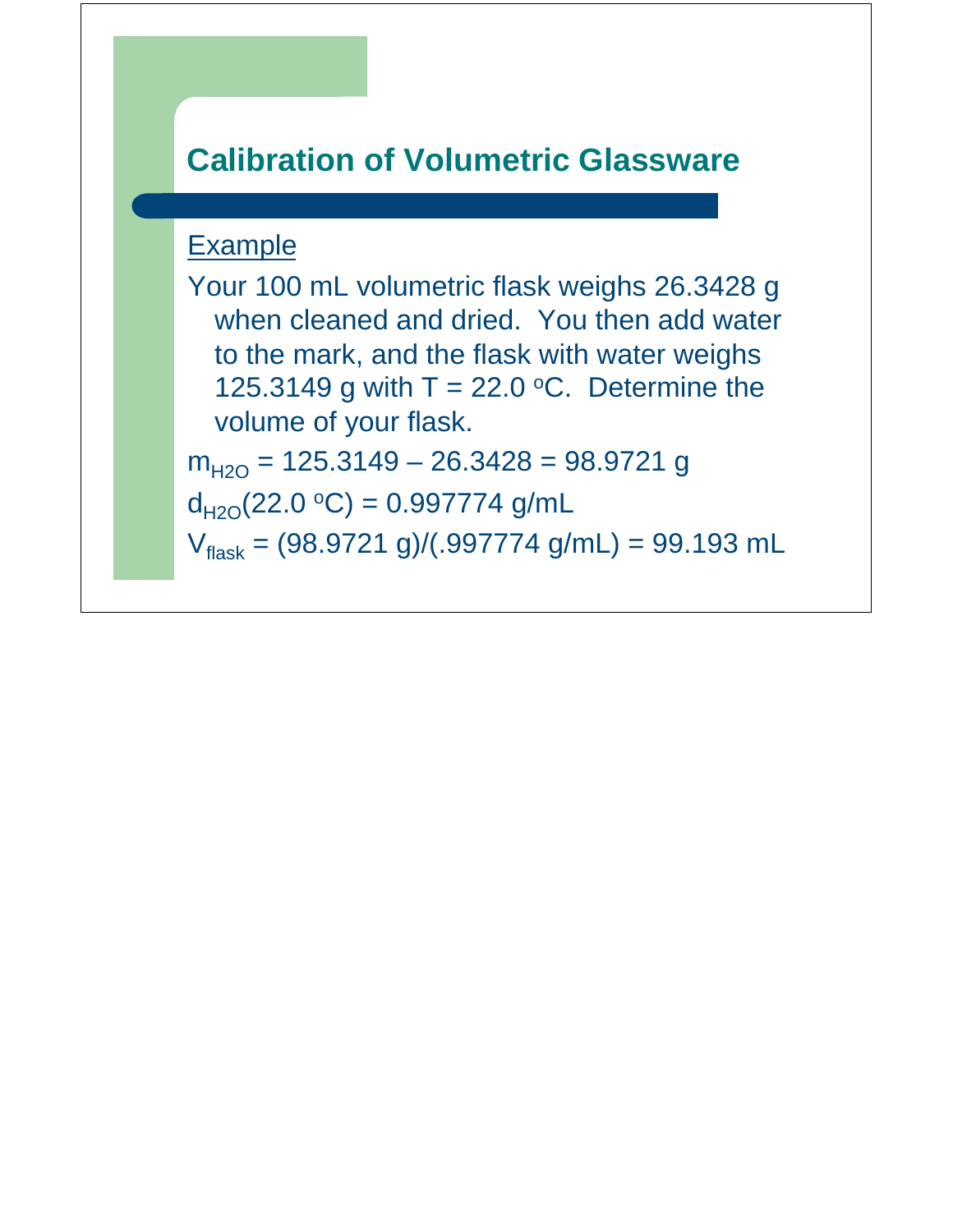## Calibration of Volumetric Glassware

<u>Example</u>

Your 100 mL volumetric flask weighs 26.3428 g when cleaned and dried. You then add water to the mark, and the flask with water weighs 125.3149 g with T = 22.0 $^oC$. Determine the volume of your flask.

$m_{H2O}$ = 125.3149 – 26.3428 = 98.9721 g

$d_{H2O}$(22.0 $^oC$) = 0.997774 g/mL

$V_{flask}$ = (98.9721 g)/(.997774 g/mL) = 99.193 mL